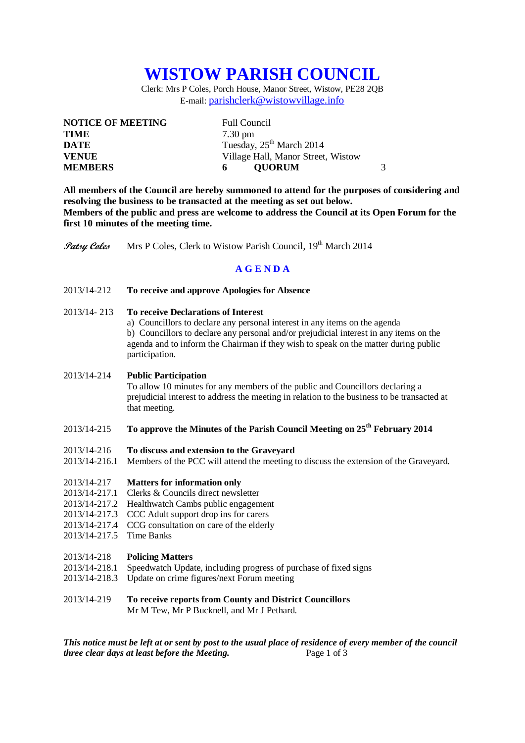# WISTOW PARISH COUNCIL

Clerk: Mrs P Coles, Porch House, Manor Street, Wistow, PE28 2QB
E-mail: parishclerk@wistowvillage.info

| | | | |
|---|---|---|---|
| **NOTICE OF MEETING** | Full Council | | |
| **TIME** | 7.30 pm | | |
| **DATE** | Tuesday, 25th March 2014 | | |
| **VENUE** | Village Hall, Manor Street, Wistow | | |
| **MEMBERS** | **6** | **QUORUM** | 3 |

**All members of the Council are hereby summoned to attend for the purposes of considering and resolving the business to be transacted at the meeting as set out below.**
**Members of the public and press are welcome to address the Council at its Open Forum for the first 10 minutes of the meeting time.**

*Patsy Coles* Mrs P Coles, Clerk to Wistow Parish Council, 19th March 2014

## A G E N D A

2013/14-212 **To receive and approve Apologies for Absence**

2013/14- 213 **To receive Declarations of Interest**
a) Councillors to declare any personal interest in any items on the agenda
b) Councillors to declare any personal and/or prejudicial interest in any items on the agenda and to inform the Chairman if they wish to speak on the matter during public participation.

2013/14-214 **Public Participation**
To allow 10 minutes for any members of the public and Councillors declaring a prejudicial interest to address the meeting in relation to the business to be transacted at that meeting.

2013/14-215 **To approve the Minutes of the Parish Council Meeting on 25th February 2014**

2013/14-216 **To discuss and extension to the Graveyard**
2013/14-216.1 Members of the PCC will attend the meeting to discuss the extension of the Graveyard.

2013/14-217 **Matters for information only**
2013/14-217.1 Clerks & Councils direct newsletter
2013/14-217.2 Healthwatch Cambs public engagement
2013/14-217.3 CCC Adult support drop ins for carers
2013/14-217.4 CCG consultation on care of the elderly
2013/14-217.5 Time Banks

2013/14-218 **Policing Matters**
2013/14-218.1 Speedwatch Update, including progress of purchase of fixed signs
2013/14-218.3 Update on crime figures/next Forum meeting

2013/14-219 **To receive reports from County and District Councillors**
Mr M Tew, Mr P Bucknell, and Mr J Pethard.

***This notice must be left at or sent by post to the usual place of residence of every member of the council three clear days at least before the Meeting.***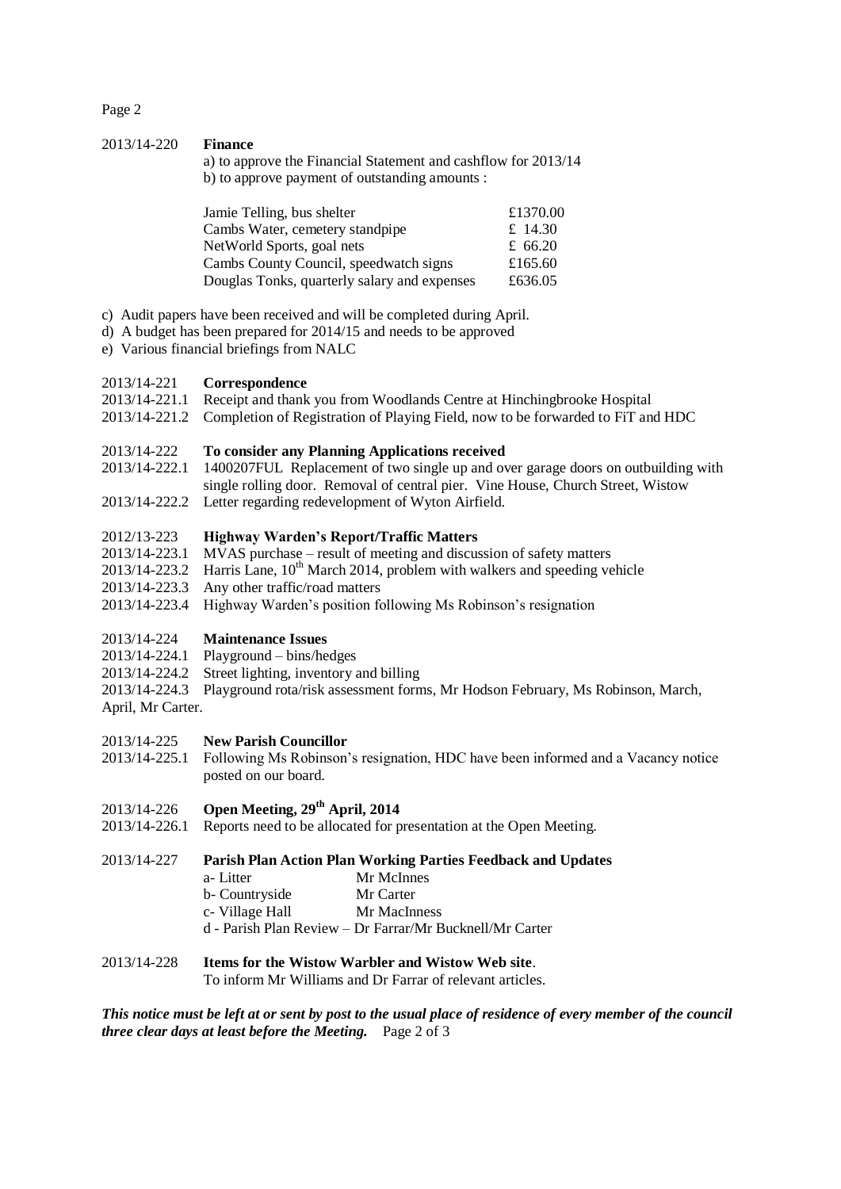2013/14-220 **Finance**

a) to approve the Financial Statement and cashflow for 2013/14
b) to approve payment of outstanding amounts :

| | |
|---|---|
| Jamie Telling, bus shelter | £1370.00 |
| Cambs Water, cemetery standpipe | £ 14.30 |
| NetWorld Sports, goal nets | £ 66.20 |
| Cambs County Council, speedwatch signs | £165.60 |
| Douglas Tonks, quarterly salary and expenses | £636.05 |

c) Audit papers have been received and will be completed during April.
d) A budget has been prepared for 2014/15 and needs to be approved
e) Various financial briefings from NALC

2013/14-221 **Correspondence**
2013/14-221.1 Receipt and thank you from Woodlands Centre at Hinchingbrooke Hospital
2013/14-221.2 Completion of Registration of Playing Field, now to be forwarded to FiT and HDC

2013/14-222 **To consider any Planning Applications received**
2013/14-222.1 1400207FUL Replacement of two single up and over garage doors on outbuilding with single rolling door. Removal of central pier. Vine House, Church Street, Wistow
2013/14-222.2 Letter regarding redevelopment of Wyton Airfield.

2012/13-223 **Highway Warden's Report/Traffic Matters**
2013/14-223.1 MVAS purchase – result of meeting and discussion of safety matters
2013/14-223.2 Harris Lane, 10th March 2014, problem with walkers and speeding vehicle
2013/14-223.3 Any other traffic/road matters
2013/14-223.4 Highway Warden's position following Ms Robinson's resignation

2013/14-224 **Maintenance Issues**
2013/14-224.1 Playground – bins/hedges
2013/14-224.2 Street lighting, inventory and billing
2013/14-224.3 Playground rota/risk assessment forms, Mr Hodson February, Ms Robinson, March, April, Mr Carter.

2013/14-225 **New Parish Councillor**
2013/14-225.1 Following Ms Robinson's resignation, HDC have been informed and a Vacancy notice posted on our board.

2013/14-226 **Open Meeting, 29th April, 2014**
2013/14-226.1 Reports need to be allocated for presentation at the Open Meeting.

2013/14-227 **Parish Plan Action Plan Working Parties Feedback and Updates**

a- Litter — Mr McInnes
b- Countryside — Mr Carter
c- Village Hall — Mr MacInness
d - Parish Plan Review – Dr Farrar/Mr Bucknell/Mr Carter

2013/14-228 **Items for the Wistow Warbler and Wistow Web site**.
To inform Mr Williams and Dr Farrar of relevant articles.

***This notice must be left at or sent by post to the usual place of residence of every member of the council three clear days at least before the Meeting.***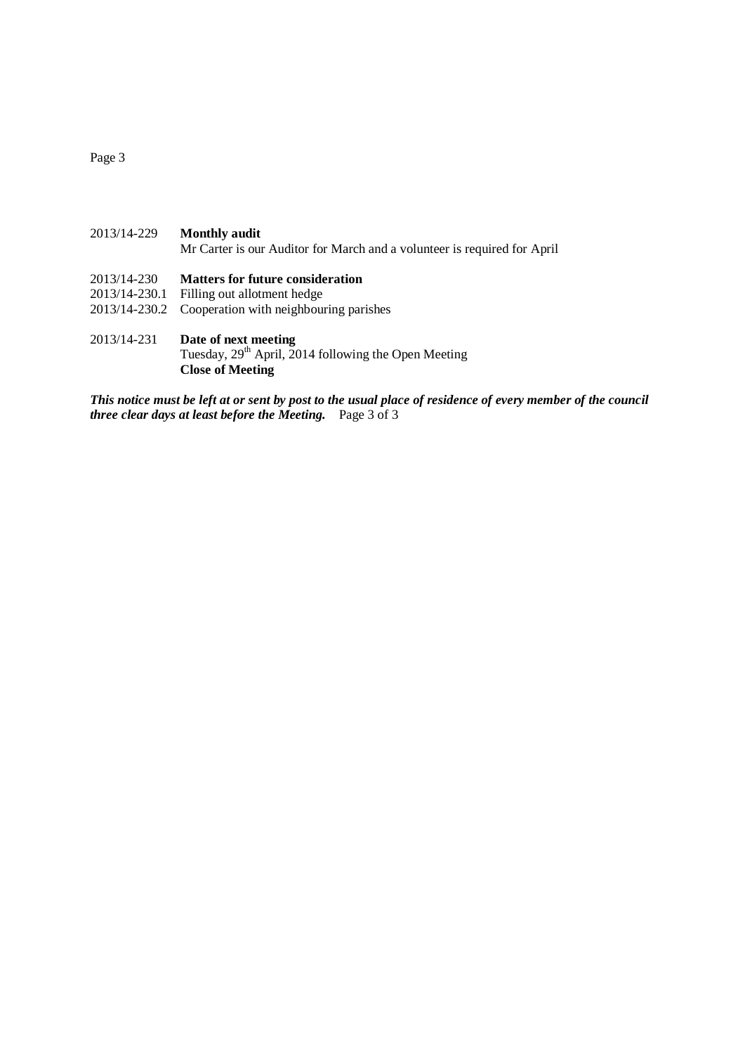2013/14-229 **Monthly audit**
Mr Carter is our Auditor for March and a volunteer is required for April

2013/14-230 **Matters for future consideration**
2013/14-230.1 Filling out allotment hedge
2013/14-230.2 Cooperation with neighbouring parishes

2013/14-231 **Date of next meeting**
Tuesday, 29th April, 2014 following the Open Meeting
**Close of Meeting**

***This notice must be left at or sent by post to the usual place of residence of every member of the council three clear days at least before the Meeting.***